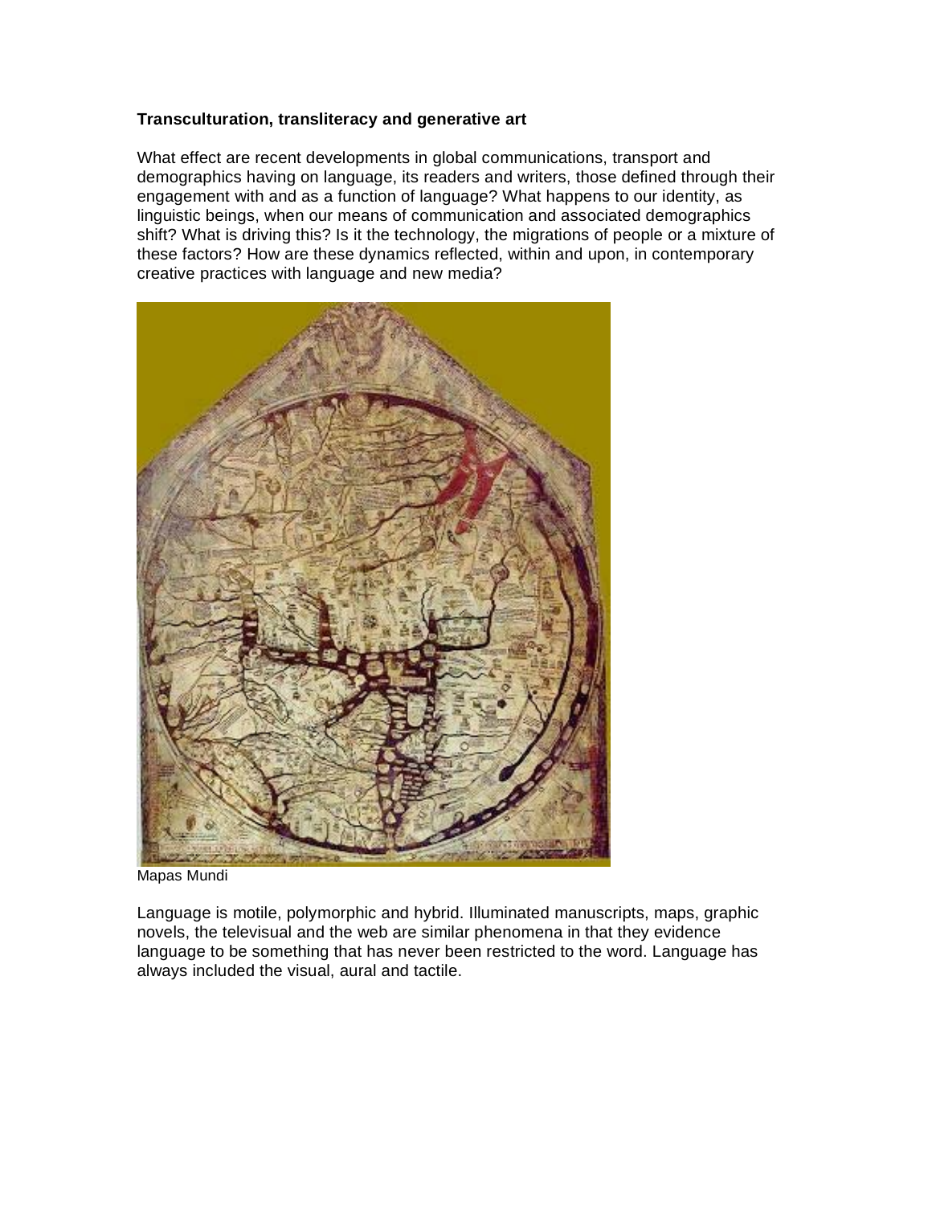**Transculturation, transliteracy and generative art**

What effect are recent developments in global communications, transport and demographics having on language, its readers and writers, those defined through their engagement with and as a function of language? What happens to our identity, as linguistic beings, when our means of communication and associated demographics shift? What is driving this? Is it the technology, the migrations of people or a mixture of these factors? How are these dynamics reflected, within and upon, in contemporary creative practices with language and new media?

Mapas Mundi

Language is motile, polymorphic and hybrid. Illuminated manuscripts, maps, graphic novels, the televisual and the web are similar phenomena in that they evidence language to be something that has never been restricted to the word. Language has always included the visual, aural and tactile.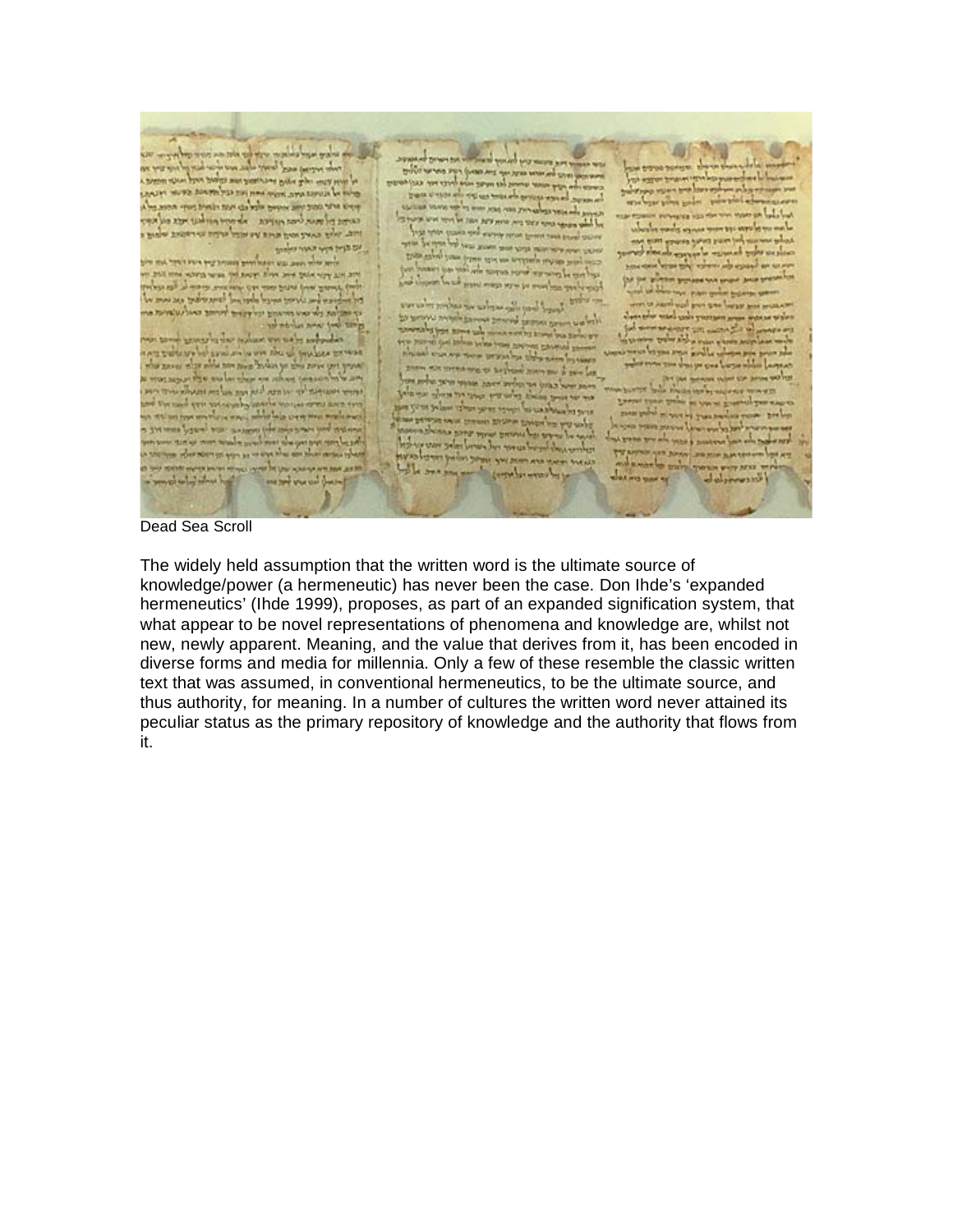Dead Sea Scroll

The widely held assumption that the written word is the ultimate source of knowledge/power (a hermeneutic) has never been the case. Don Ihde's 'expanded hermeneutics' (Ihde 1999), proposes, as part of an expanded signification system, that what appear to be novel representations of phenomena and knowledge are, whilst not new, newly apparent. Meaning, and the value that derives from it, has been encoded in diverse forms and media for millennia. Only a few of these resemble the classic written text that was assumed, in conventional hermeneutics, to be the ultimate source, and thus authority, for meaning. In a number of cultures the written word never attained its peculiar status as the primary repository of knowledge and the authority that flows from it.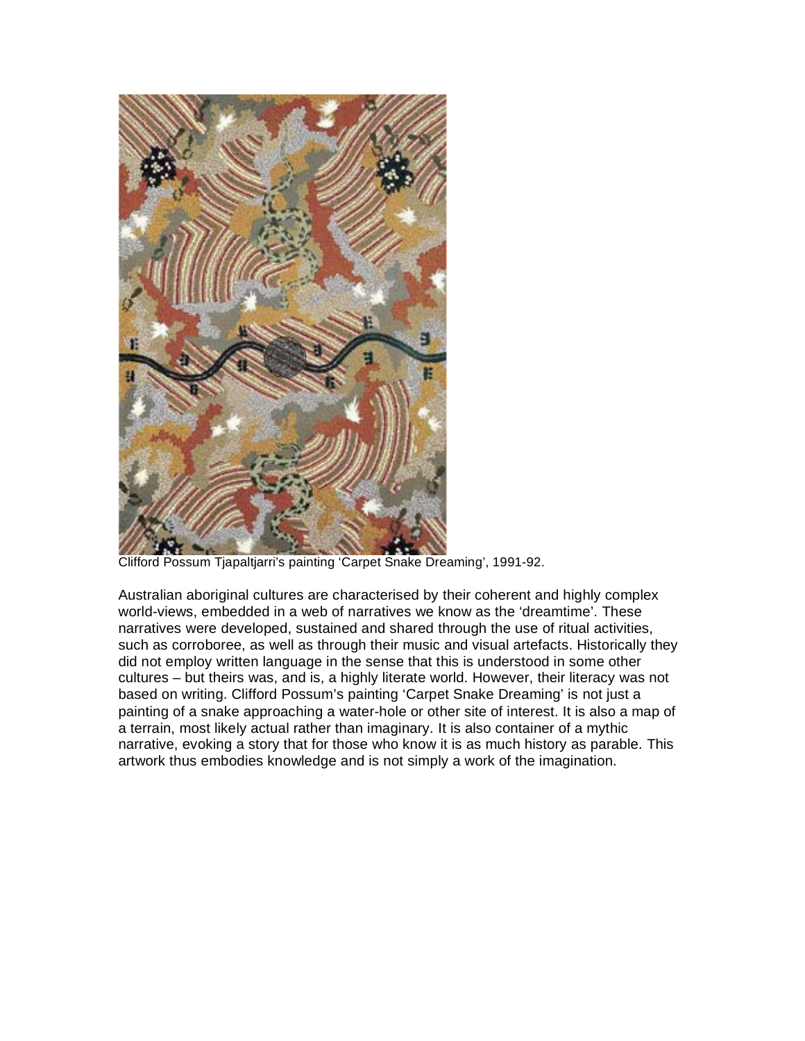Clifford Possum Tjapaltjarri's painting 'Carpet Snake Dreaming', 1991-92.

Australian aboriginal cultures are characterised by their coherent and highly complex world-views, embedded in a web of narratives we know as the 'dreamtime'. These narratives were developed, sustained and shared through the use of ritual activities, such as corroboree, as well as through their music and visual artefacts. Historically they did not employ written language in the sense that this is understood in some other cultures – but theirs was, and is, a highly literate world. However, their literacy was not based on writing. Clifford Possum's painting 'Carpet Snake Dreaming' is not just a painting of a snake approaching a water-hole or other site of interest. It is also a map of a terrain, most likely actual rather than imaginary. It is also container of a mythic narrative, evoking a story that for those who know it is as much history as parable. This artwork thus embodies knowledge and is not simply a work of the imagination.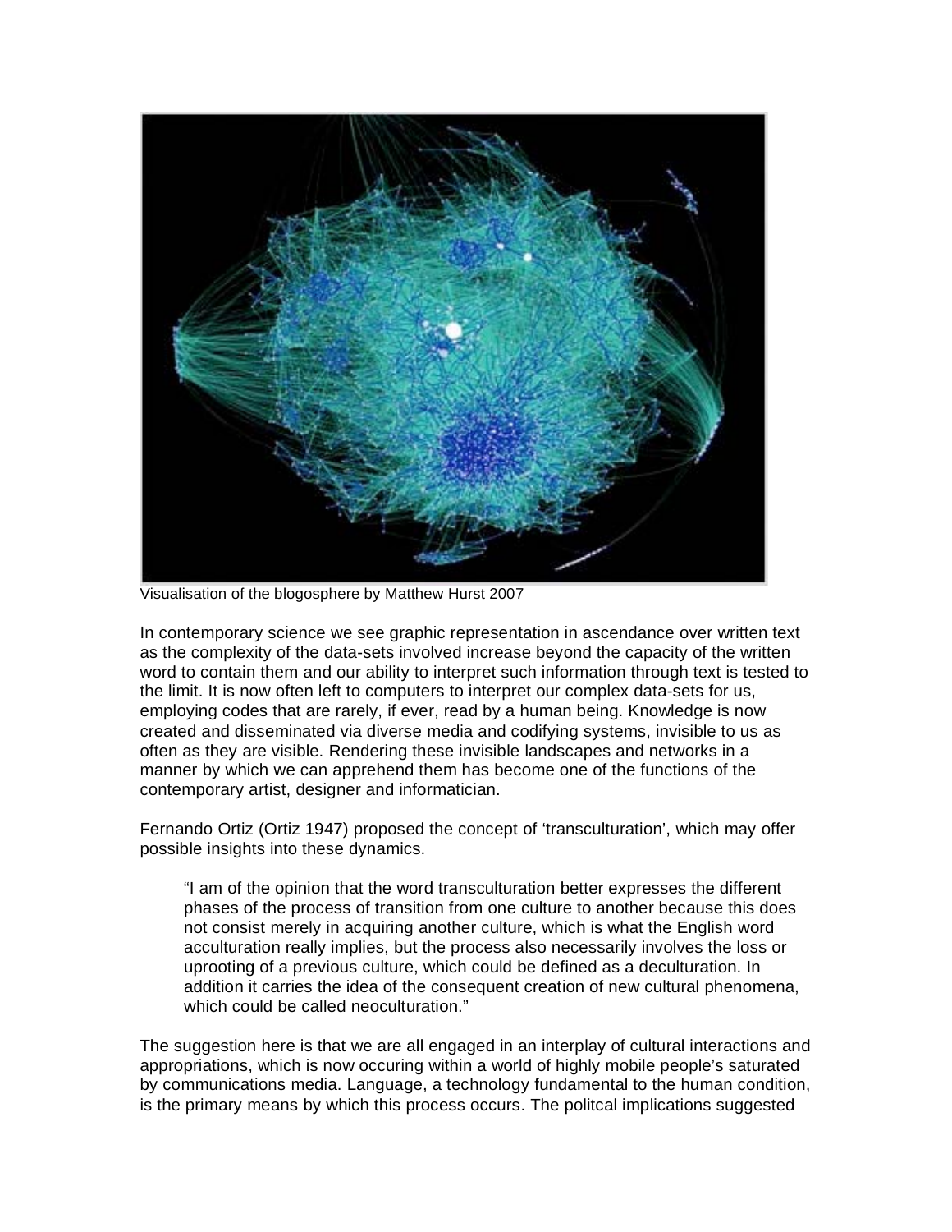Visualisation of the blogosphere by Matthew Hurst 2007

In contemporary science we see graphic representation in ascendance over written text as the complexity of the data-sets involved increase beyond the capacity of the written word to contain them and our ability to interpret such information through text is tested to the limit. It is now often left to computers to interpret our complex data-sets for us, employing codes that are rarely, if ever, read by a human being. Knowledge is now created and disseminated via diverse media and codifying systems, invisible to us as often as they are visible. Rendering these invisible landscapes and networks in a manner by which we can apprehend them has become one of the functions of the contemporary artist, designer and informatician.

Fernando Ortiz (Ortiz 1947) proposed the concept of 'transculturation', which may offer possible insights into these dynamics.

> "I am of the opinion that the word transculturation better expresses the different phases of the process of transition from one culture to another because this does not consist merely in acquiring another culture, which is what the English word acculturation really implies, but the process also necessarily involves the loss or uprooting of a previous culture, which could be defined as a deculturation. In addition it carries the idea of the consequent creation of new cultural phenomena, which could be called neoculturation."

The suggestion here is that we are all engaged in an interplay of cultural interactions and appropriations, which is now occuring within a world of highly mobile people's saturated by communications media. Language, a technology fundamental to the human condition, is the primary means by which this process occurs. The politcal implications suggested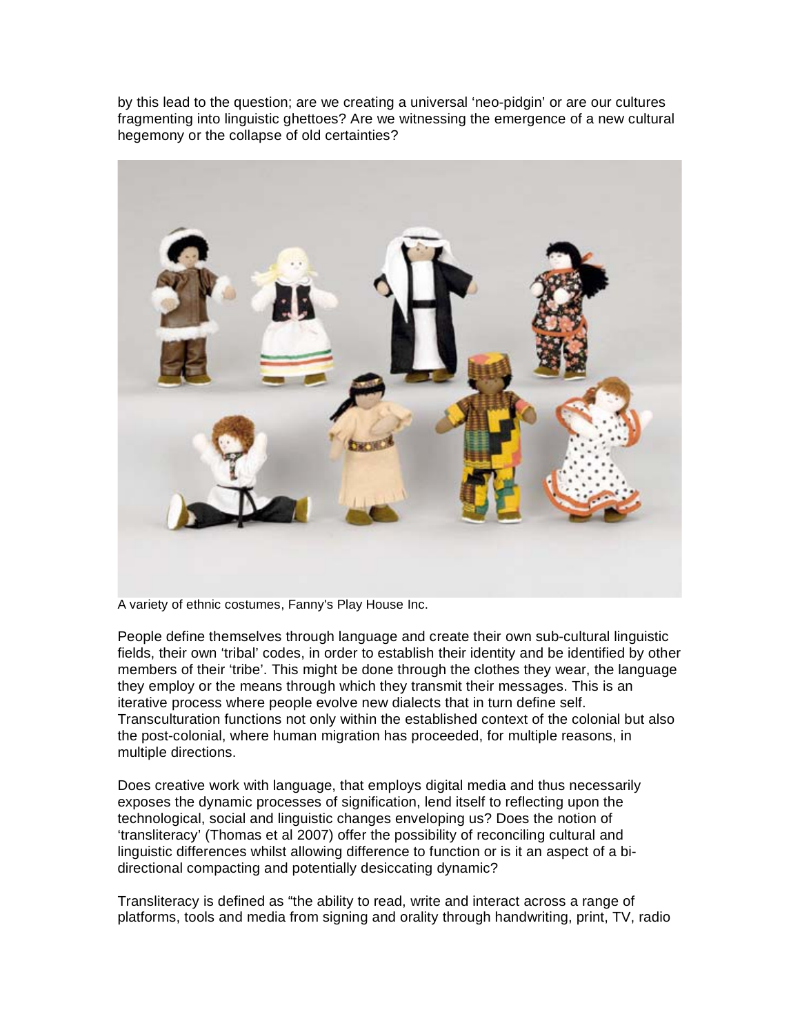by this lead to the question; are we creating a universal 'neo-pidgin' or are our cultures fragmenting into linguistic ghettoes? Are we witnessing the emergence of a new cultural hegemony or the collapse of old certainties?

A variety of ethnic costumes, Fanny's Play House Inc.

People define themselves through language and create their own sub-cultural linguistic fields, their own 'tribal' codes, in order to establish their identity and be identified by other members of their 'tribe'. This might be done through the clothes they wear, the language they employ or the means through which they transmit their messages. This is an iterative process where people evolve new dialects that in turn define self. Transculturation functions not only within the established context of the colonial but also the post-colonial, where human migration has proceeded, for multiple reasons, in multiple directions.

Does creative work with language, that employs digital media and thus necessarily exposes the dynamic processes of signification, lend itself to reflecting upon the technological, social and linguistic changes enveloping us? Does the notion of 'transliteracy' (Thomas et al 2007) offer the possibility of reconciling cultural and linguistic differences whilst allowing difference to function or is it an aspect of a bi-directional compacting and potentially desiccating dynamic?

Transliteracy is defined as "the ability to read, write and interact across a range of platforms, tools and media from signing and orality through handwriting, print, TV, radio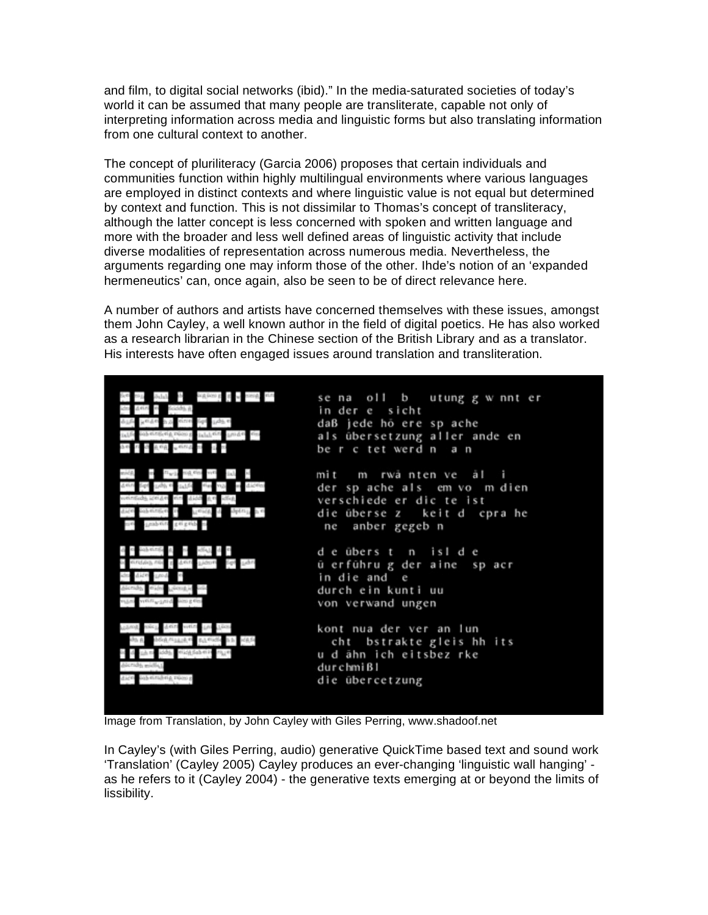and film, to digital social networks (ibid)." In the media-saturated societies of today's world it can be assumed that many people are transliterate, capable not only of interpreting information across media and linguistic forms but also translating information from one cultural context to another.

The concept of pluriliteracy (Garcia 2006) proposes that certain individuals and communities function within highly multilingual environments where various languages are employed in distinct contexts and where linguistic value is not equal but determined by context and function. This is not dissimilar to Thomas's concept of transliteracy, although the latter concept is less concerned with spoken and written language and more with the broader and less well defined areas of linguistic activity that include diverse modalities of representation across numerous media. Nevertheless, the arguments regarding one may inform those of the other. Ihde's notion of an 'expanded hermeneutics' can, once again, also be seen to be of direct relevance here.

A number of authors and artists have concerned themselves with these issues, amongst them John Cayley, a well known author in the field of digital poetics. He has also worked as a research librarian in the Chinese section of the British Library and as a translator. His interests have often engaged issues around translation and transliteration.

Image from Translation, by John Cayley with Giles Perring, www.shadoof.net

In Cayley's (with Giles Perring, audio) generative QuickTime based text and sound work 'Translation' (Cayley 2005) Cayley produces an ever-changing 'linguistic wall hanging' - as he refers to it (Cayley 2004) - the generative texts emerging at or beyond the limits of lissibility.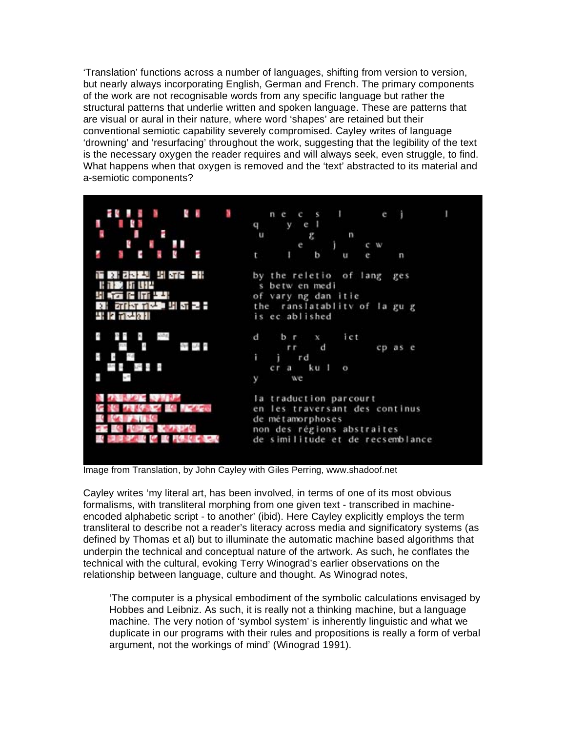'Translation' functions across a number of languages, shifting from version to version, but nearly always incorporating English, German and French. The primary components of the work are not recognisable words from any specific language but rather the structural patterns that underlie written and spoken language. These are patterns that are visual or aural in their nature, where word 'shapes' are retained but their conventional semiotic capability severely compromised. Cayley writes of language 'drowning' and 'resurfacing' throughout the work, suggesting that the legibility of the text is the necessary oxygen the reader requires and will always seek, even struggle, to find. What happens when that oxygen is removed and the 'text' abstracted to its material and a-semiotic components?

Image from Translation, by John Cayley with Giles Perring, www.shadoof.net

Cayley writes 'my literal art, has been involved, in terms of one of its most obvious formalisms, with transliteral morphing from one given text - transcribed in machine-encoded alphabetic script - to another' (ibid). Here Cayley explicitly employs the term transliteral to describe not a reader's literacy across media and significatory systems (as defined by Thomas et al) but to illuminate the automatic machine based algorithms that underpin the technical and conceptual nature of the artwork. As such, he conflates the technical with the cultural, evoking Terry Winograd's earlier observations on the relationship between language, culture and thought. As Winograd notes,

> 'The computer is a physical embodiment of the symbolic calculations envisaged by Hobbes and Leibniz. As such, it is really not a thinking machine, but a language machine. The very notion of 'symbol system' is inherently linguistic and what we duplicate in our programs with their rules and propositions is really a form of verbal argument, not the workings of mind' (Winograd 1991).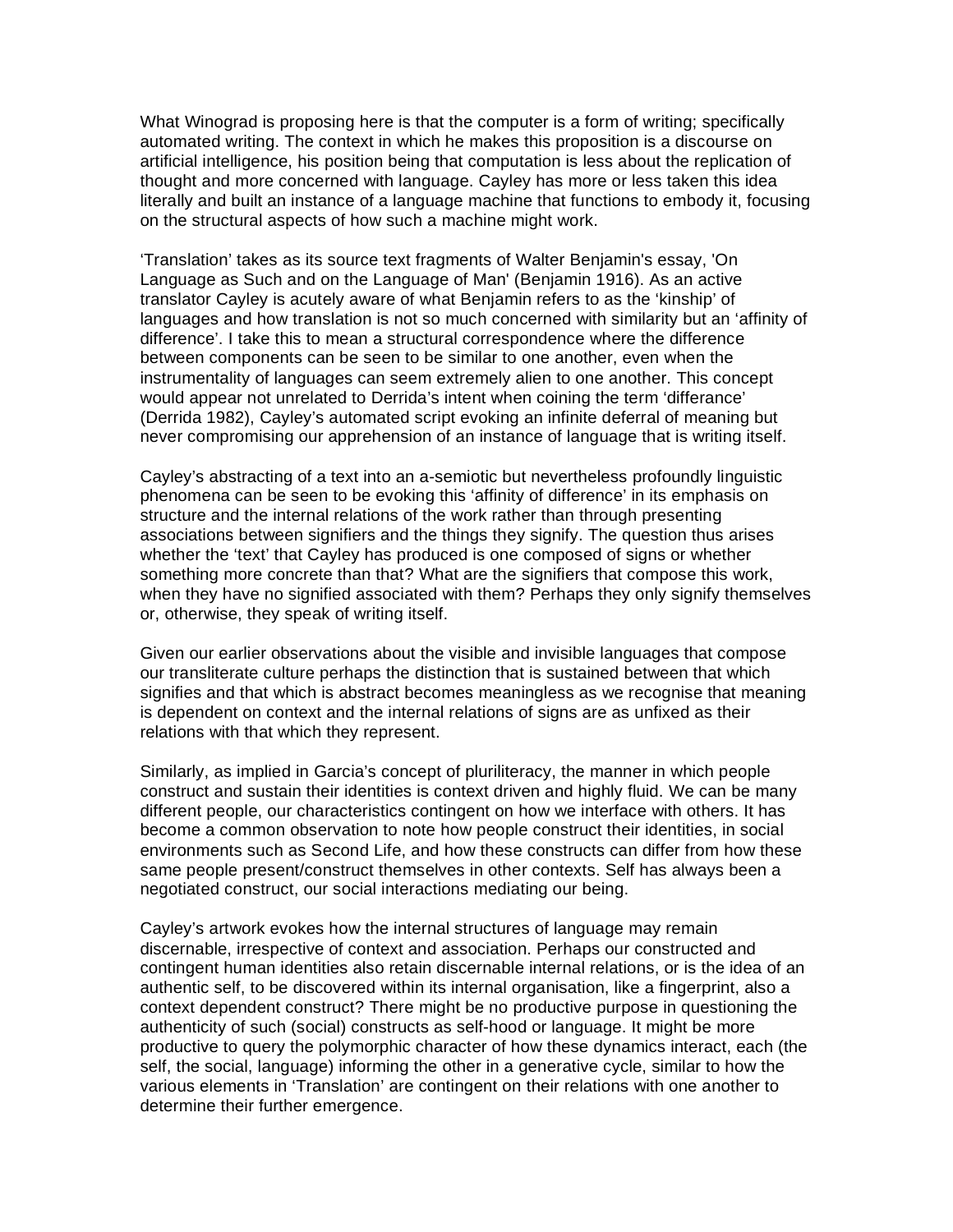What Winograd is proposing here is that the computer is a form of writing; specifically automated writing. The context in which he makes this proposition is a discourse on artificial intelligence, his position being that computation is less about the replication of thought and more concerned with language. Cayley has more or less taken this idea literally and built an instance of a language machine that functions to embody it, focusing on the structural aspects of how such a machine might work.

'Translation' takes as its source text fragments of Walter Benjamin's essay, 'On Language as Such and on the Language of Man' (Benjamin 1916). As an active translator Cayley is acutely aware of what Benjamin refers to as the 'kinship' of languages and how translation is not so much concerned with similarity but an 'affinity of difference'. I take this to mean a structural correspondence where the difference between components can be seen to be similar to one another, even when the instrumentality of languages can seem extremely alien to one another. This concept would appear not unrelated to Derrida's intent when coining the term 'differance' (Derrida 1982), Cayley's automated script evoking an infinite deferral of meaning but never compromising our apprehension of an instance of language that is writing itself.

Cayley's abstracting of a text into an a-semiotic but nevertheless profoundly linguistic phenomena can be seen to be evoking this 'affinity of difference' in its emphasis on structure and the internal relations of the work rather than through presenting associations between signifiers and the things they signify. The question thus arises whether the 'text' that Cayley has produced is one composed of signs or whether something more concrete than that? What are the signifiers that compose this work, when they have no signified associated with them? Perhaps they only signify themselves or, otherwise, they speak of writing itself.

Given our earlier observations about the visible and invisible languages that compose our transliterate culture perhaps the distinction that is sustained between that which signifies and that which is abstract becomes meaningless as we recognise that meaning is dependent on context and the internal relations of signs are as unfixed as their relations with that which they represent.

Similarly, as implied in Garcia's concept of pluriliteracy, the manner in which people construct and sustain their identities is context driven and highly fluid. We can be many different people, our characteristics contingent on how we interface with others. It has become a common observation to note how people construct their identities, in social environments such as Second Life, and how these constructs can differ from how these same people present/construct themselves in other contexts. Self has always been a negotiated construct, our social interactions mediating our being.

Cayley's artwork evokes how the internal structures of language may remain discernable, irrespective of context and association. Perhaps our constructed and contingent human identities also retain discernable internal relations, or is the idea of an authentic self, to be discovered within its internal organisation, like a fingerprint, also a context dependent construct? There might be no productive purpose in questioning the authenticity of such (social) constructs as self-hood or language. It might be more productive to query the polymorphic character of how these dynamics interact, each (the self, the social, language) informing the other in a generative cycle, similar to how the various elements in 'Translation' are contingent on their relations with one another to determine their further emergence.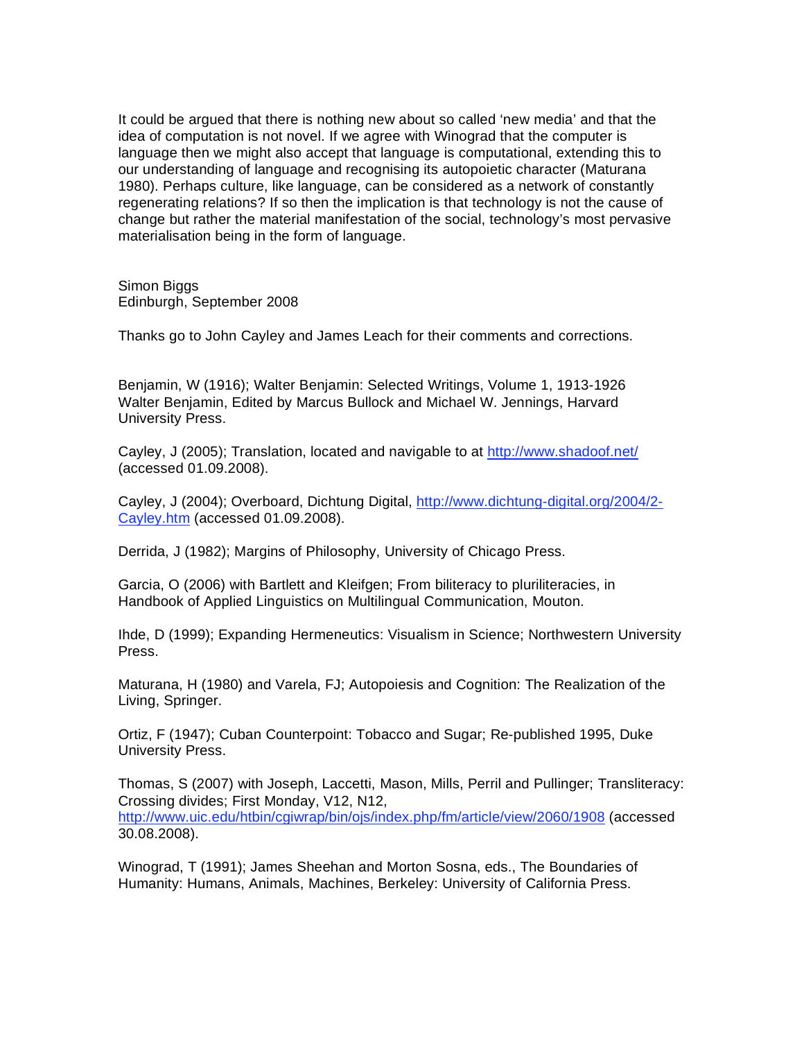It could be argued that there is nothing new about so called 'new media' and that the idea of computation is not novel. If we agree with Winograd that the computer is language then we might also accept that language is computational, extending this to our understanding of language and recognising its autopoietic character (Maturana 1980). Perhaps culture, like language, can be considered as a network of constantly regenerating relations? If so then the implication is that technology is not the cause of change but rather the material manifestation of the social, technology's most pervasive materialisation being in the form of language.

Simon Biggs
Edinburgh, September 2008

Thanks go to John Cayley and James Leach for their comments and corrections.

Benjamin, W (1916); Walter Benjamin: Selected Writings, Volume 1, 1913-1926 Walter Benjamin, Edited by Marcus Bullock and Michael W. Jennings, Harvard University Press.

Cayley, J (2005); Translation, located and navigable to at http://www.shadoof.net/ (accessed 01.09.2008).

Cayley, J (2004); Overboard, Dichtung Digital, http://www.dichtung-digital.org/2004/2-Cayley.htm (accessed 01.09.2008).

Derrida, J (1982); Margins of Philosophy, University of Chicago Press.

Garcia, O (2006) with Bartlett and Kleifgen; From biliteracy to pluriliteracies, in Handbook of Applied Linguistics on Multilingual Communication, Mouton.

Ihde, D (1999); Expanding Hermeneutics: Visualism in Science; Northwestern University Press.

Maturana, H (1980) and Varela, FJ; Autopoiesis and Cognition: The Realization of the Living, Springer.

Ortiz, F (1947); Cuban Counterpoint: Tobacco and Sugar; Re-published 1995, Duke University Press.

Thomas, S (2007) with Joseph, Laccetti, Mason, Mills, Perril and Pullinger; Transliteracy: Crossing divides; First Monday, V12, N12, http://www.uic.edu/htbin/cgiwrap/bin/ojs/index.php/fm/article/view/2060/1908 (accessed 30.08.2008).

Winograd, T (1991); James Sheehan and Morton Sosna, eds., The Boundaries of Humanity: Humans, Animals, Machines, Berkeley: University of California Press.